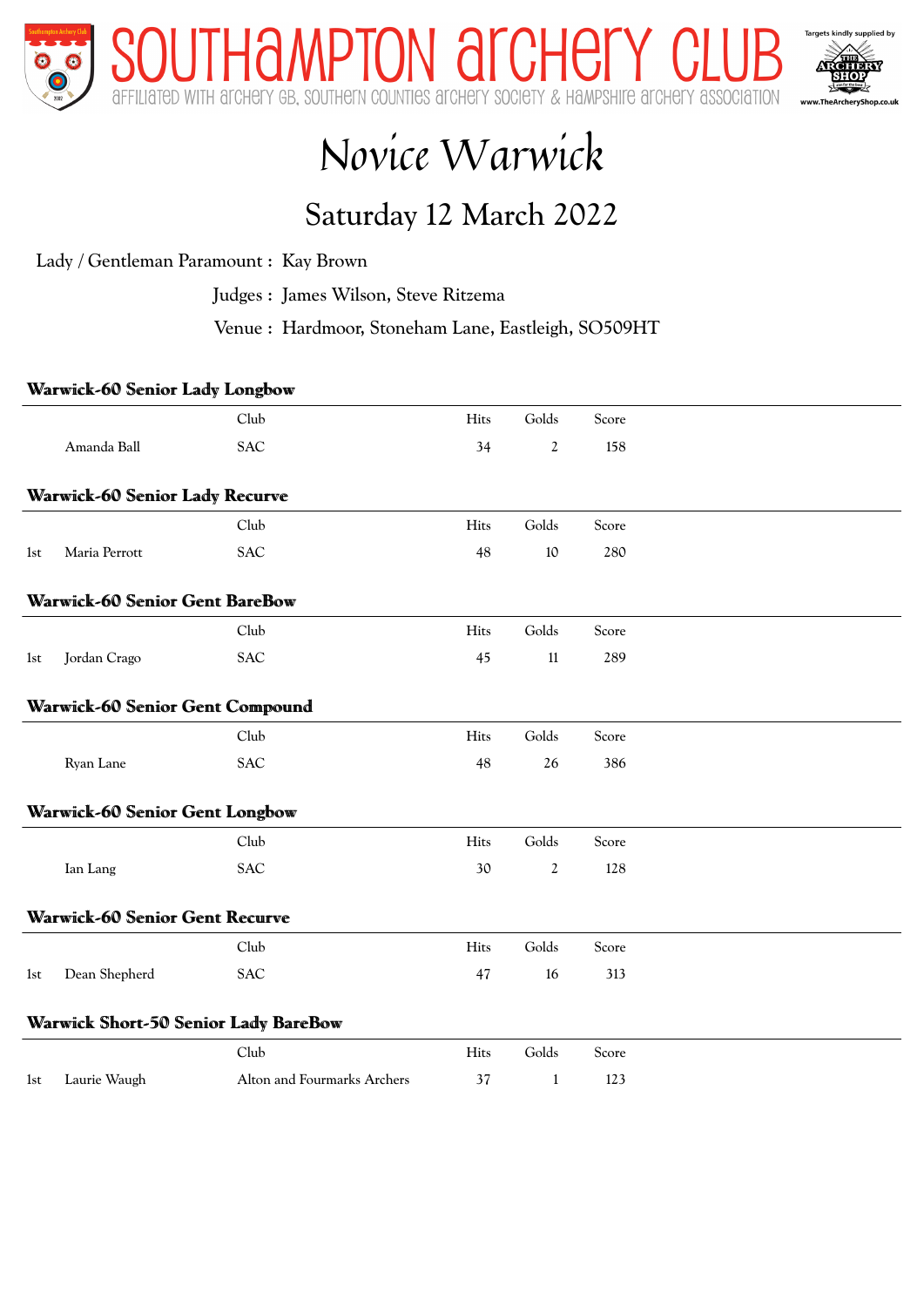# SOUTHAMPTON ARCHERY CLUB

AFFILIATED WITH ARCHERY GB, SOUTHERN COUNTIES ARCHERY SOCIETY & HAMPSHIRE ARCHERY ASSOCIATION

Targets kindly supplied by www.TheArcheryShop.co.uk

# Novice Warwick

## Saturday 12 March 2022

Lady / Gentleman Paramount : Kay Brown

Judges : James Wilson, Steve Ritzema

Venue : Hardmoor, Stoneham Lane, Eastleigh, SO509HT

### Warwick-60 Senior Lady Longbow

| | | Club | Hits | Golds | Score |
|---|---|---|---|---|---|
| | Amanda Ball | SAC | 34 | 2 | 158 |

### Warwick-60 Senior Lady Recurve

| | | Club | Hits | Golds | Score |
|---|---|---|---|---|---|
| 1st | Maria Perrott | SAC | 48 | 10 | 280 |

### Warwick-60 Senior Gent BareBow

| | | Club | Hits | Golds | Score |
|---|---|---|---|---|---|
| 1st | Jordan Crago | SAC | 45 | 11 | 289 |

### Warwick-60 Senior Gent Compound

| | | Club | Hits | Golds | Score |
|---|---|---|---|---|---|
| | Ryan Lane | SAC | 48 | 26 | 386 |

### Warwick-60 Senior Gent Longbow

| | | Club | Hits | Golds | Score |
|---|---|---|---|---|---|
| | Ian Lang | SAC | 30 | 2 | 128 |

### Warwick-60 Senior Gent Recurve

| | | Club | Hits | Golds | Score |
|---|---|---|---|---|---|
| 1st | Dean Shepherd | SAC | 47 | 16 | 313 |

### Warwick Short-50 Senior Lady BareBow

| | | Club | Hits | Golds | Score |
|---|---|---|---|---|---|
| 1st | Laurie Waugh | Alton and Fourmarks Archers | 37 | 1 | 123 |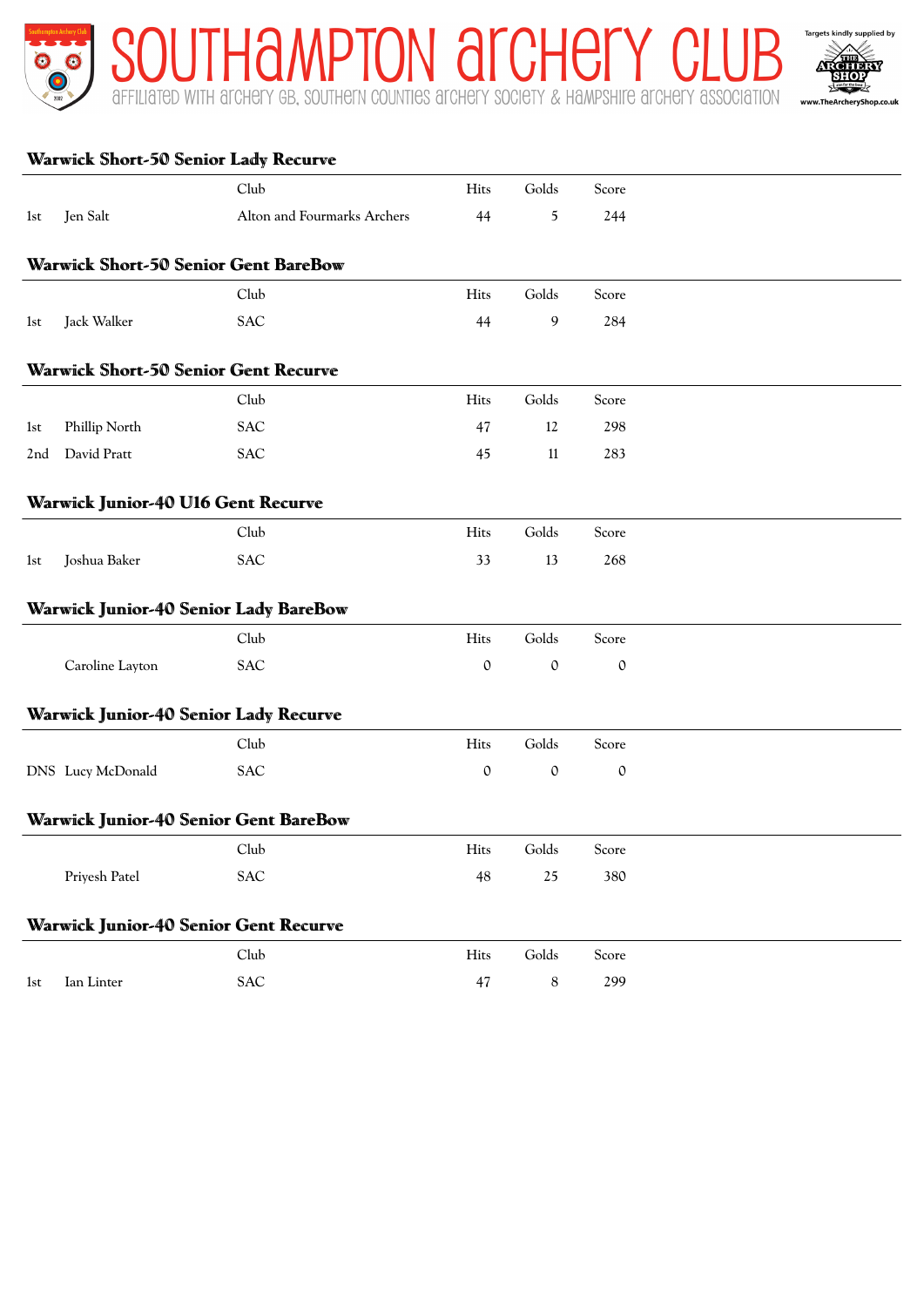### Warwick Short-50 Senior Lady Recurve

| | | Club | Hits | Golds | Score |
|---|---|---|---|---|---|
| 1st | Jen Salt | Alton and Fourmarks Archers | 44 | 5 | 244 |

### Warwick Short-50 Senior Gent BareBow

| | | Club | Hits | Golds | Score |
|---|---|---|---|---|---|
| 1st | Jack Walker | SAC | 44 | 9 | 284 |

### Warwick Short-50 Senior Gent Recurve

| | | Club | Hits | Golds | Score |
|---|---|---|---|---|---|
| 1st | Phillip North | SAC | 47 | 12 | 298 |
| 2nd | David Pratt | SAC | 45 | 11 | 283 |

### Warwick Junior-40 U16 Gent Recurve

| | | Club | Hits | Golds | Score |
|---|---|---|---|---|---|
| 1st | Joshua Baker | SAC | 33 | 13 | 268 |

### Warwick Junior-40 Senior Lady BareBow

| | | Club | Hits | Golds | Score |
|---|---|---|---|---|---|
| | Caroline Layton | SAC | 0 | 0 | 0 |

### Warwick Junior-40 Senior Lady Recurve

| | | Club | Hits | Golds | Score |
|---|---|---|---|---|---|
| DNS | Lucy McDonald | SAC | 0 | 0 | 0 |

### Warwick Junior-40 Senior Gent BareBow

| | | Club | Hits | Golds | Score |
|---|---|---|---|---|---|
| | Priyesh Patel | SAC | 48 | 25 | 380 |

### Warwick Junior-40 Senior Gent Recurve

| | | Club | Hits | Golds | Score |
|---|---|---|---|---|---|
| 1st | Ian Linter | SAC | 47 | 8 | 299 |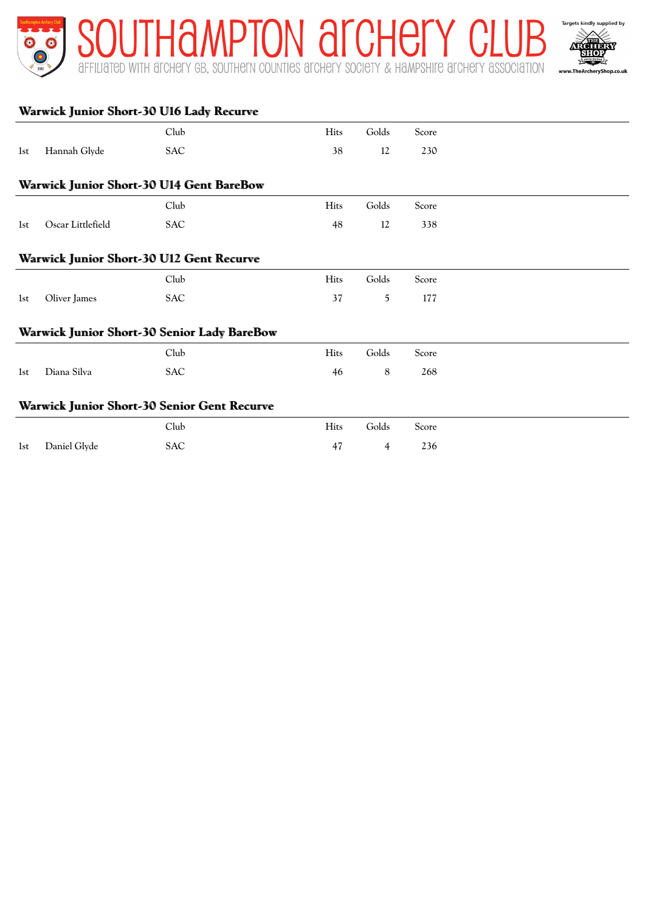# Southampton Archery Club

Affiliated with Archery GB, Southern Counties Archery Society & Hampshire Archery Association

Targets kindly supplied by The Archery Shop www.TheArcheryShop.co.uk

## Warwick Junior Short-30 U16 Lady Recurve

| | | Club | Hits | Golds | Score |
|---|---|---|---|---|---|
| 1st | Hannah Glyde | SAC | 38 | 12 | 230 |

## Warwick Junior Short-30 U14 Gent BareBow

| | | Club | Hits | Golds | Score |
|---|---|---|---|---|---|
| 1st | Oscar Littlefield | SAC | 48 | 12 | 338 |

## Warwick Junior Short-30 U12 Gent Recurve

| | | Club | Hits | Golds | Score |
|---|---|---|---|---|---|
| 1st | Oliver James | SAC | 37 | 5 | 177 |

## Warwick Junior Short-30 Senior Lady BareBow

| | | Club | Hits | Golds | Score |
|---|---|---|---|---|---|
| 1st | Diana Silva | SAC | 46 | 8 | 268 |

## Warwick Junior Short-30 Senior Gent Recurve

| | | Club | Hits | Golds | Score |
|---|---|---|---|---|---|
| 1st | Daniel Glyde | SAC | 47 | 4 | 236 |